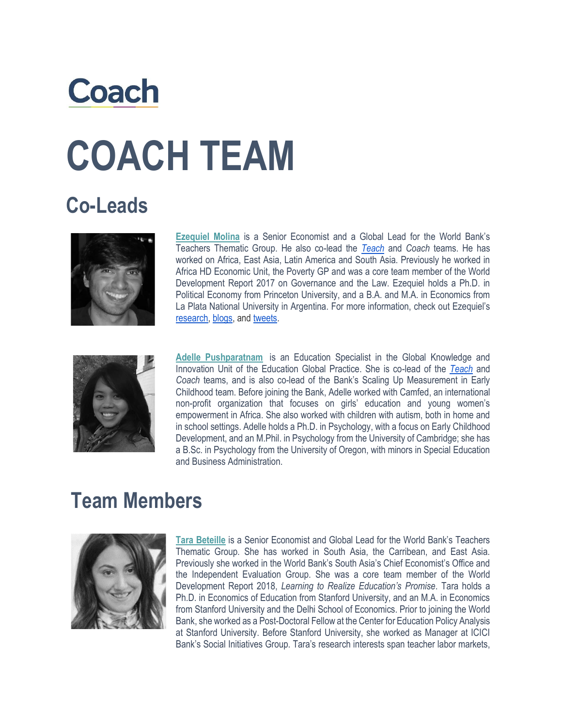Coach

# COACH TEAM

## Co-Leads

**Ezequiel Molina** is a Senior Economist and a Global Lead for the World Bank's Teachers Thematic Group. He also co-lead the *Teach* and *Coach* teams. He has worked on Africa, East Asia, Latin America and South Asia. Previously he worked in Africa HD Economic Unit, the Poverty GP and was a core team member of the World Development Report 2017 on Governance and the Law. Ezequiel holds a Ph.D. in Political Economy from Princeton University, and a B.A. and M.A. in Economics from La Plata National University in Argentina. For more information, check out Ezequiel's research, blogs, and tweets.

**Adelle Pushparatnam** is an Education Specialist in the Global Knowledge and Innovation Unit of the Education Global Practice. She is co-lead of the *Teach* and *Coach* teams, and is also co-lead of the Bank's Scaling Up Measurement in Early Childhood team. Before joining the Bank, Adelle worked with Camfed, an international non-profit organization that focuses on girls' education and young women's empowerment in Africa. She also worked with children with autism, both in home and in school settings. Adelle holds a Ph.D. in Psychology, with a focus on Early Childhood Development, and an M.Phil. in Psychology from the University of Cambridge; she has a B.Sc. in Psychology from the University of Oregon, with minors in Special Education and Business Administration.

## Team Members

**Tara Beteille** is a Senior Economist and Global Lead for the World Bank's Teachers Thematic Group. She has worked in South Asia, the Carribean, and East Asia. Previously she worked in the World Bank's South Asia's Chief Economist's Office and the Independent Evaluation Group. She was a core team member of the World Development Report 2018, *Learning to Realize Education's Promise*. Tara holds a Ph.D. in Economics of Education from Stanford University, and an M.A. in Economics from Stanford University and the Delhi School of Economics. Prior to joining the World Bank, she worked as a Post-Doctoral Fellow at the Center for Education Policy Analysis at Stanford University. Before Stanford University, she worked as Manager at ICICI Bank's Social Initiatives Group. Tara's research interests span teacher labor markets,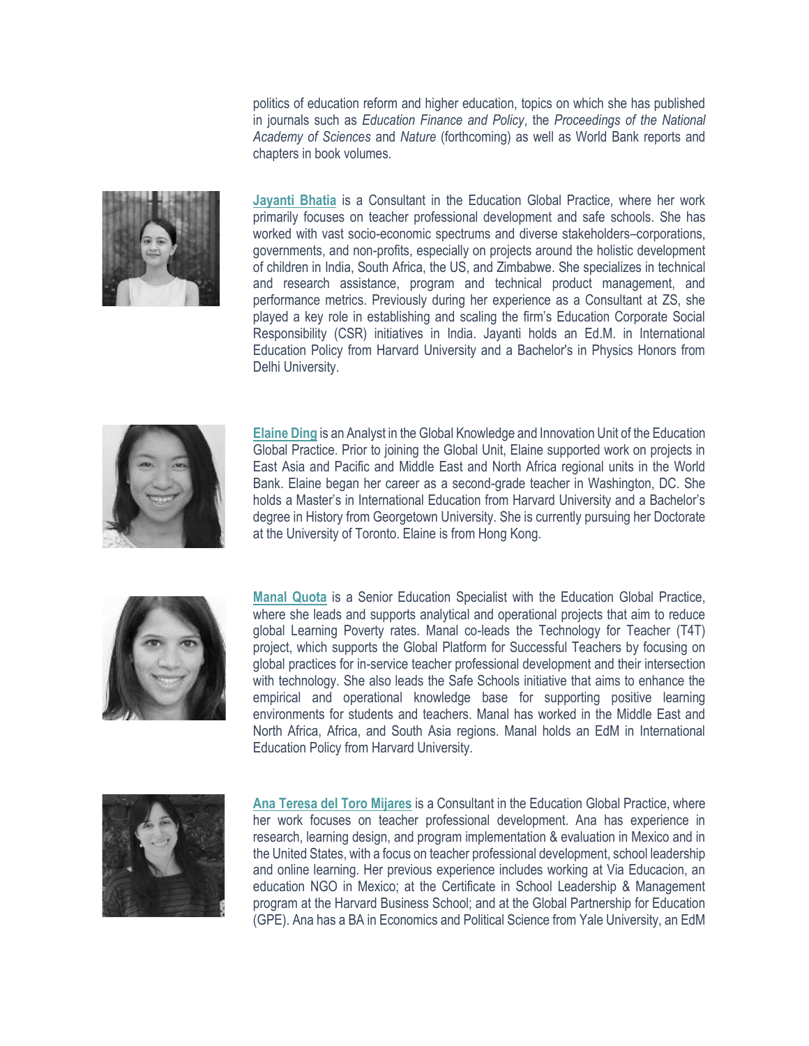politics of education reform and higher education, topics on which she has published in journals such as *Education Finance and Policy*, the *Proceedings of the National Academy of Sciences* and *Nature* (forthcoming) as well as World Bank reports and chapters in book volumes.

**Jayanti Bhatia** is a Consultant in the Education Global Practice, where her work primarily focuses on teacher professional development and safe schools. She has worked with vast socio-economic spectrums and diverse stakeholders–corporations, governments, and non-profits, especially on projects around the holistic development of children in India, South Africa, the US, and Zimbabwe. She specializes in technical and research assistance, program and technical product management, and performance metrics. Previously during her experience as a Consultant at ZS, she played a key role in establishing and scaling the firm's Education Corporate Social Responsibility (CSR) initiatives in India. Jayanti holds an Ed.M. in International Education Policy from Harvard University and a Bachelor's in Physics Honors from Delhi University.

**Elaine Ding** is an Analyst in the Global Knowledge and Innovation Unit of the Education Global Practice. Prior to joining the Global Unit, Elaine supported work on projects in East Asia and Pacific and Middle East and North Africa regional units in the World Bank. Elaine began her career as a second-grade teacher in Washington, DC. She holds a Master's in International Education from Harvard University and a Bachelor's degree in History from Georgetown University. She is currently pursuing her Doctorate at the University of Toronto. Elaine is from Hong Kong.

**Manal Quota** is a Senior Education Specialist with the Education Global Practice, where she leads and supports analytical and operational projects that aim to reduce global Learning Poverty rates. Manal co-leads the Technology for Teacher (T4T) project, which supports the Global Platform for Successful Teachers by focusing on global practices for in-service teacher professional development and their intersection with technology. She also leads the Safe Schools initiative that aims to enhance the empirical and operational knowledge base for supporting positive learning environments for students and teachers. Manal has worked in the Middle East and North Africa, Africa, and South Asia regions. Manal holds an EdM in International Education Policy from Harvard University.

**Ana Teresa del Toro Mijares** is a Consultant in the Education Global Practice, where her work focuses on teacher professional development. Ana has experience in research, learning design, and program implementation & evaluation in Mexico and in the United States, with a focus on teacher professional development, school leadership and online learning. Her previous experience includes working at Via Educacion, an education NGO in Mexico; at the Certificate in School Leadership & Management program at the Harvard Business School; and at the Global Partnership for Education (GPE). Ana has a BA in Economics and Political Science from Yale University, an EdM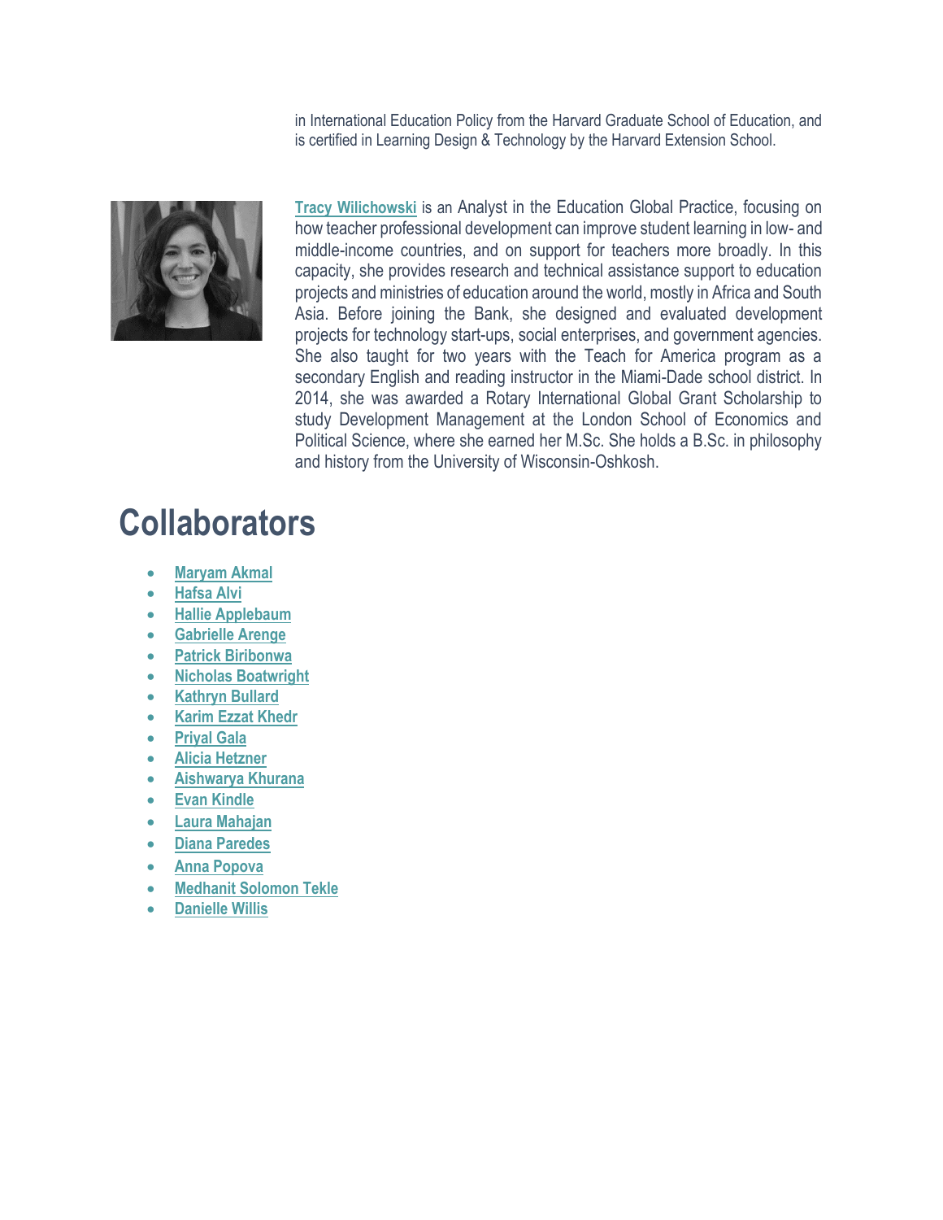in International Education Policy from the Harvard Graduate School of Education, and is certified in Learning Design & Technology by the Harvard Extension School.

**Tracy Wilichowski** is an Analyst in the Education Global Practice, focusing on how teacher professional development can improve student learning in low- and middle-income countries, and on support for teachers more broadly. In this capacity, she provides research and technical assistance support to education projects and ministries of education around the world, mostly in Africa and South Asia. Before joining the Bank, she designed and evaluated development projects for technology start-ups, social enterprises, and government agencies. She also taught for two years with the Teach for America program as a secondary English and reading instructor in the Miami-Dade school district. In 2014, she was awarded a Rotary International Global Grant Scholarship to study Development Management at the London School of Economics and Political Science, where she earned her M.Sc. She holds a B.Sc. in philosophy and history from the University of Wisconsin-Oshkosh.

# Collaborators

- Maryam Akmal
- Hafsa Alvi
- Hallie Applebaum
- Gabrielle Arenge
- Patrick Biribonwa
- Nicholas Boatwright
- Kathryn Bullard
- Karim Ezzat Khedr
- Priyal Gala
- Alicia Hetzner
- Aishwarya Khurana
- Evan Kindle
- Laura Mahajan
- Diana Paredes
- Anna Popova
- Medhanit Solomon Tekle
- Danielle Willis